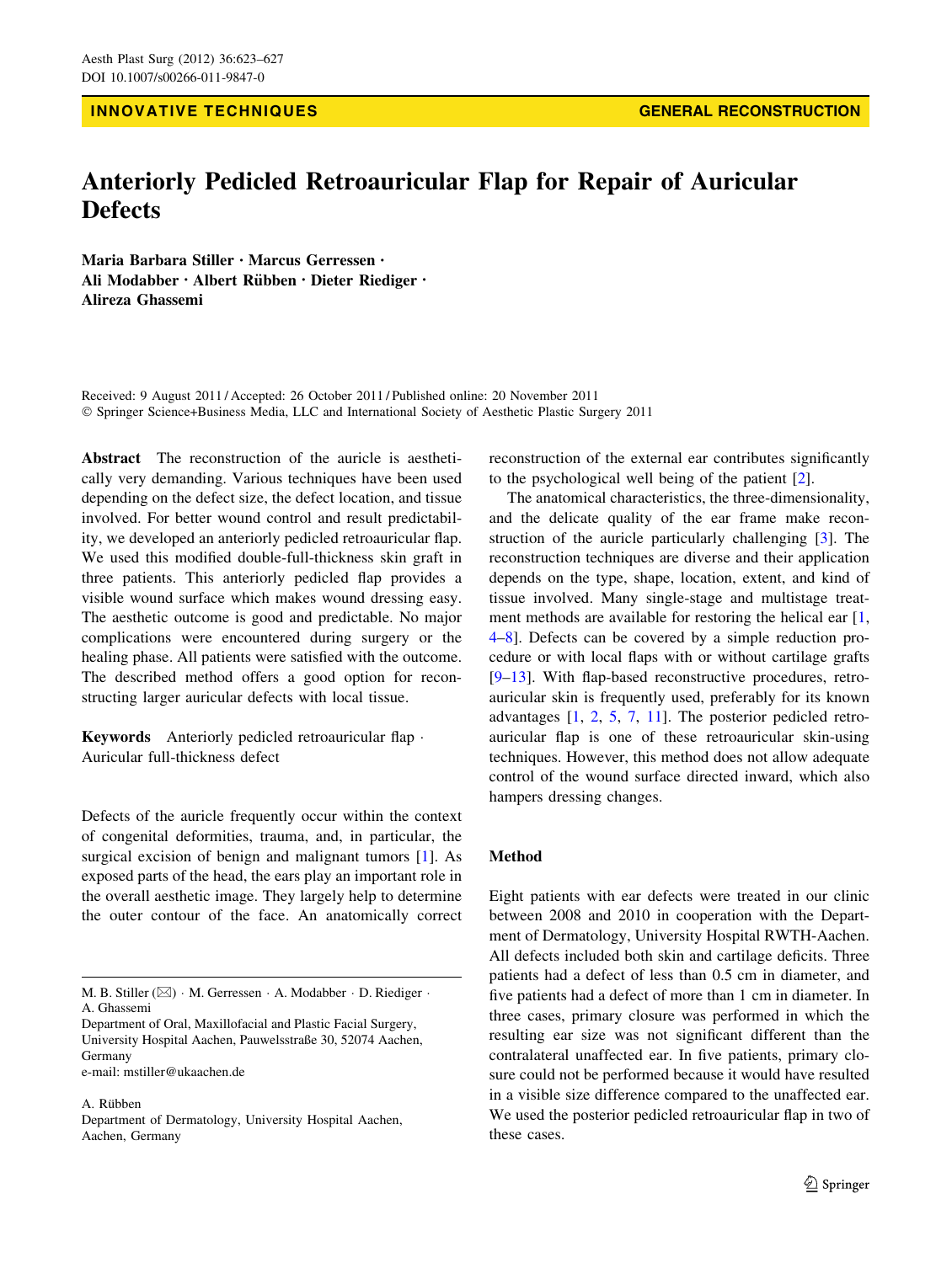INNOVATIVE TECHNIQUES GENERAL RECONSTRUCTION

# Anteriorly Pedicled Retroauricular Flap for Repair of Auricular Defects

**Maria Barbara Stiller · Marcus Gerressen · Ali Modabber · Albert Rübben · Dieter Riediger · Alireza Ghassemi**

Received: 9 August 2011 / Accepted: 26 October 2011 / Published online: 20 November 2011
© Springer Science+Business Media, LLC and International Society of Aesthetic Plastic Surgery 2011

**Abstract** The reconstruction of the auricle is aesthetically very demanding. Various techniques have been used depending on the defect size, the defect location, and tissue involved. For better wound control and result predictability, we developed an anteriorly pedicled retroauricular flap. We used this modified double-full-thickness skin graft in three patients. This anteriorly pedicled flap provides a visible wound surface which makes wound dressing easy. The aesthetic outcome is good and predictable. No major complications were encountered during surgery or the healing phase. All patients were satisfied with the outcome. The described method offers a good option for reconstructing larger auricular defects with local tissue.

**Keywords** Anteriorly pedicled retroauricular flap · Auricular full-thickness defect

Defects of the auricle frequently occur within the context of congenital deformities, trauma, and, in particular, the surgical excision of benign and malignant tumors [1]. As exposed parts of the head, the ears play an important role in the overall aesthetic image. They largely help to determine the outer contour of the face. An anatomically correct reconstruction of the external ear contributes significantly to the psychological well being of the patient [2].

The anatomical characteristics, the three-dimensionality, and the delicate quality of the ear frame make reconstruction of the auricle particularly challenging [3]. The reconstruction techniques are diverse and their application depends on the type, shape, location, extent, and kind of tissue involved. Many single-stage and multistage treatment methods are available for restoring the helical ear [1, 4–8]. Defects can be covered by a simple reduction procedure or with local flaps with or without cartilage grafts [9–13]. With flap-based reconstructive procedures, retroauricular skin is frequently used, preferably for its known advantages [1, 2, 5, 7, 11]. The posterior pedicled retroauricular flap is one of these retroauricular skin-using techniques. However, this method does not allow adequate control of the wound surface directed inward, which also hampers dressing changes.

## Method

Eight patients with ear defects were treated in our clinic between 2008 and 2010 in cooperation with the Department of Dermatology, University Hospital RWTH-Aachen. All defects included both skin and cartilage deficits. Three patients had a defect of less than 0.5 cm in diameter, and five patients had a defect of more than 1 cm in diameter. In three cases, primary closure was performed in which the resulting ear size was not significant different than the contralateral unaffected ear. In five patients, primary closure could not be performed because it would have resulted in a visible size difference compared to the unaffected ear. We used the posterior pedicled retroauricular flap in two of these cases.

M. B. Stiller (✉) · M. Gerressen · A. Modabber · D. Riediger · A. Ghassemi
Department of Oral, Maxillofacial and Plastic Facial Surgery, University Hospital Aachen, Pauwelsstraße 30, 52074 Aachen, Germany
e-mail: mstiller@ukaachen.de

A. Rübben
Department of Dermatology, University Hospital Aachen, Aachen, Germany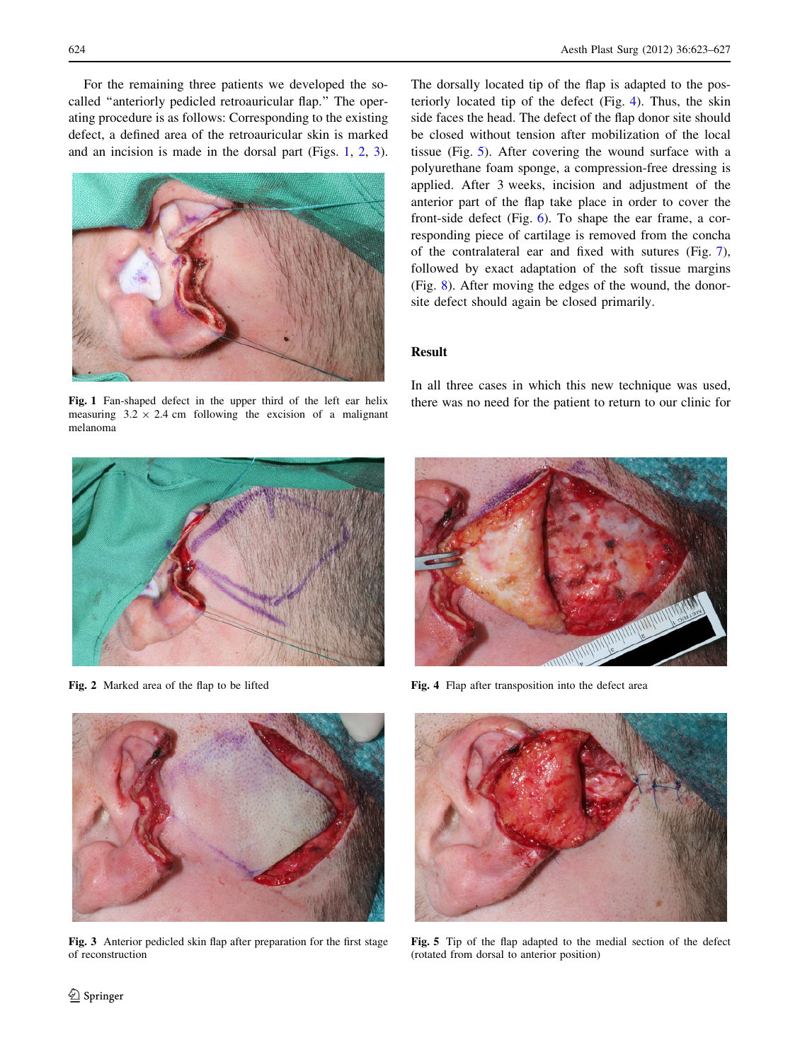For the remaining three patients we developed the so-called "anteriorly pedicled retroauricular flap." The operating procedure is as follows: Corresponding to the existing defect, a defined area of the retroauricular skin is marked and an incision is made in the dorsal part (Figs. 1, 2, 3). The dorsally located tip of the flap is adapted to the posteriorly located tip of the defect (Fig. 4). Thus, the skin side faces the head. The defect of the flap donor site should be closed without tension after mobilization of the local tissue (Fig. 5). After covering the wound surface with a polyurethane foam sponge, a compression-free dressing is applied. After 3 weeks, incision and adjustment of the anterior part of the flap take place in order to cover the front-side defect (Fig. 6). To shape the ear frame, a corresponding piece of cartilage is removed from the concha of the contralateral ear and fixed with sutures (Fig. 7), followed by exact adaptation of the soft tissue margins (Fig. 8). After moving the edges of the wound, the donor-site defect should again be closed primarily.

**Fig. 1** Fan-shaped defect in the upper third of the left ear helix measuring 3.2 × 2.4 cm following the excision of a malignant melanoma

## Result

In all three cases in which this new technique was used, there was no need for the patient to return to our clinic for

**Fig. 2** Marked area of the flap to be lifted

**Fig. 4** Flap after transposition into the defect area

**Fig. 3** Anterior pedicled skin flap after preparation for the first stage of reconstruction

**Fig. 5** Tip of the flap adapted to the medial section of the defect (rotated from dorsal to anterior position)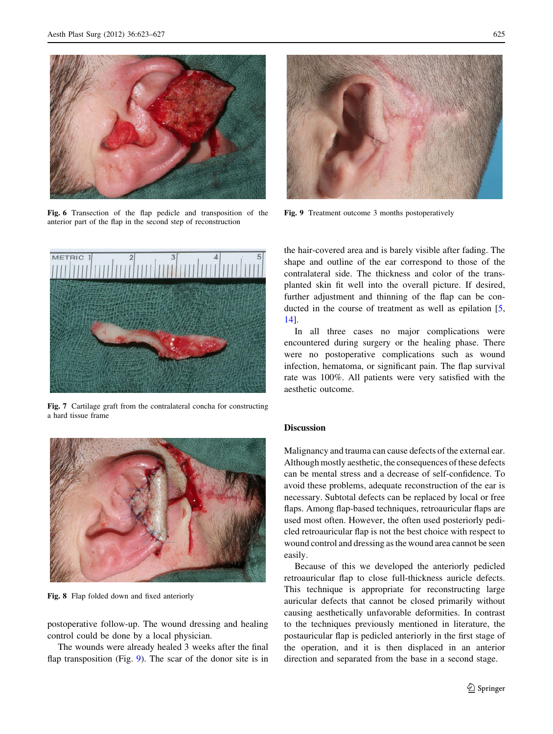Fig. 6 Transection of the flap pedicle and transposition of the anterior part of the flap in the second step of reconstruction

Fig. 9 Treatment outcome 3 months postoperatively

Fig. 7 Cartilage graft from the contralateral concha for constructing a hard tissue frame

Fig. 8 Flap folded down and fixed anteriorly

postoperative follow-up. The wound dressing and healing control could be done by a local physician.

The wounds were already healed 3 weeks after the final flap transposition (Fig. 9). The scar of the donor site is in the hair-covered area and is barely visible after fading. The shape and outline of the ear correspond to those of the contralateral side. The thickness and color of the transplanted skin fit well into the overall picture. If desired, further adjustment and thinning of the flap can be conducted in the course of treatment as well as epilation [5, 14].

In all three cases no major complications were encountered during surgery or the healing phase. There were no postoperative complications such as wound infection, hematoma, or significant pain. The flap survival rate was 100%. All patients were very satisfied with the aesthetic outcome.

## Discussion

Malignancy and trauma can cause defects of the external ear. Although mostly aesthetic, the consequences of these defects can be mental stress and a decrease of self-confidence. To avoid these problems, adequate reconstruction of the ear is necessary. Subtotal defects can be replaced by local or free flaps. Among flap-based techniques, retroauricular flaps are used most often. However, the often used posteriorly pedicled retroauricular flap is not the best choice with respect to wound control and dressing as the wound area cannot be seen easily.

Because of this we developed the anteriorly pedicled retroauricular flap to close full-thickness auricle defects. This technique is appropriate for reconstructing large auricular defects that cannot be closed primarily without causing aesthetically unfavorable deformities. In contrast to the techniques previously mentioned in literature, the postauricular flap is pedicled anteriorly in the first stage of the operation, and it is then displaced in an anterior direction and separated from the base in a second stage.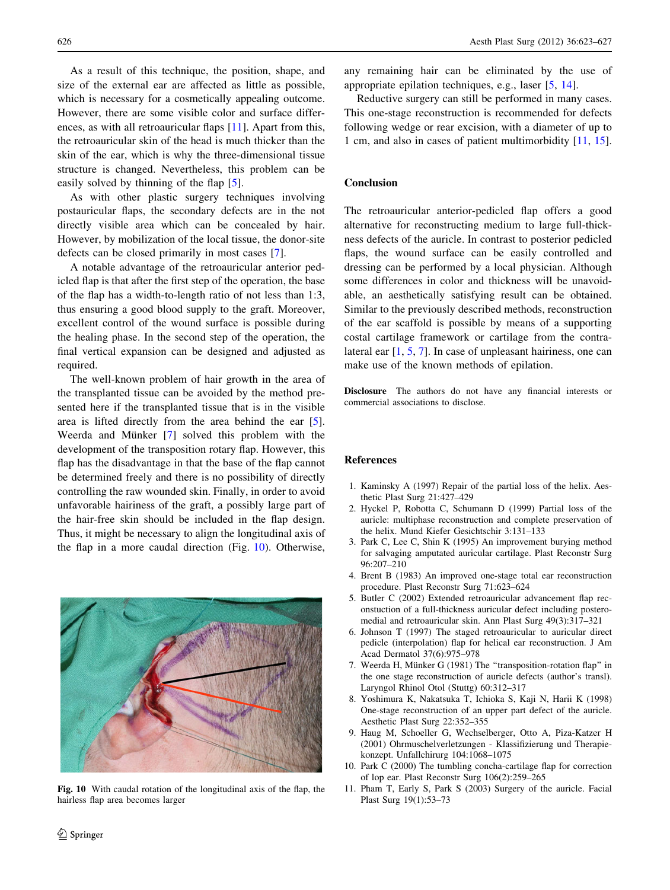As a result of this technique, the position, shape, and size of the external ear are affected as little as possible, which is necessary for a cosmetically appealing outcome. However, there are some visible color and surface differences, as with all retroauricular flaps [11]. Apart from this, the retroauricular skin of the head is much thicker than the skin of the ear, which is why the three-dimensional tissue structure is changed. Nevertheless, this problem can be easily solved by thinning of the flap [5].

As with other plastic surgery techniques involving postauricular flaps, the secondary defects are in the not directly visible area which can be concealed by hair. However, by mobilization of the local tissue, the donor-site defects can be closed primarily in most cases [7].

A notable advantage of the retroauricular anterior pedicled flap is that after the first step of the operation, the base of the flap has a width-to-length ratio of not less than 1:3, thus ensuring a good blood supply to the graft. Moreover, excellent control of the wound surface is possible during the healing phase. In the second step of the operation, the final vertical expansion can be designed and adjusted as required.

The well-known problem of hair growth in the area of the transplanted tissue can be avoided by the method presented here if the transplanted tissue that is in the visible area is lifted directly from the area behind the ear [5]. Weerda and Münker [7] solved this problem with the development of the transposition rotary flap. However, this flap has the disadvantage in that the base of the flap cannot be determined freely and there is no possibility of directly controlling the raw wounded skin. Finally, in order to avoid unfavorable hairiness of the graft, a possibly large part of the hair-free skin should be included in the flap design. Thus, it might be necessary to align the longitudinal axis of the flap in a more caudal direction (Fig. 10). Otherwise, any remaining hair can be eliminated by the use of appropriate epilation techniques, e.g., laser [5, 14].

**Fig. 10** With caudal rotation of the longitudinal axis of the flap, the hairless flap area becomes larger

Reductive surgery can still be performed in many cases. This one-stage reconstruction is recommended for defects following wedge or rear excision, with a diameter of up to 1 cm, and also in cases of patient multimorbidity [11, 15].

## Conclusion

The retroauricular anterior-pedicled flap offers a good alternative for reconstructing medium to large full-thickness defects of the auricle. In contrast to posterior pedicled flaps, the wound surface can be easily controlled and dressing can be performed by a local physician. Although some differences in color and thickness will be unavoidable, an aesthetically satisfying result can be obtained. Similar to the previously described methods, reconstruction of the ear scaffold is possible by means of a supporting costal cartilage framework or cartilage from the contralateral ear [1, 5, 7]. In case of unpleasant hairiness, one can make use of the known methods of epilation.

**Disclosure** The authors do not have any financial interests or commercial associations to disclose.

## References

1. Kaminsky A (1997) Repair of the partial loss of the helix. Aesthetic Plast Surg 21:427–429
2. Hyckel P, Robotta C, Schumann D (1999) Partial loss of the auricle: multiphase reconstruction and complete preservation of the helix. Mund Kiefer Gesichtschir 3:131–133
3. Park C, Lee C, Shin K (1995) An improvement burying method for salvaging amputated auricular cartilage. Plast Reconstr Surg 96:207–210
4. Brent B (1983) An improved one-stage total ear reconstruction procedure. Plast Reconstr Surg 71:623–624
5. Butler C (2002) Extended retroauricular advancement flap reconstruction of a full-thickness auricular defect including posteromedial and retroauricular skin. Ann Plast Surg 49(3):317–321
6. Johnson T (1997) The staged retroauricular to auricular direct pedicle (interpolation) flap for helical ear reconstruction. J Am Acad Dermatol 37(6):975–978
7. Weerda H, Münker G (1981) The "transposition-rotation flap" in the one stage reconstruction of auricle defects (author's transl). Laryngol Rhinol Otol (Stuttg) 60:312–317
8. Yoshimura K, Nakatsuka T, Ichioka S, Kaji N, Harii K (1998) One-stage reconstruction of an upper part defect of the auricle. Aesthetic Plast Surg 22:352–355
9. Haug M, Schoeller G, Wechselberger, Otto A, Piza-Katzer H (2001) Ohrmuschelverletzungen - Klassifizierung und Therapiekonzept. Unfallchirurg 104:1068–1075
10. Park C (2000) The tumbling concha-cartilage flap for correction of lop ear. Plast Reconstr Surg 106(2):259–265
11. Pham T, Early S, Park S (2003) Surgery of the auricle. Facial Plast Surg 19(1):53–73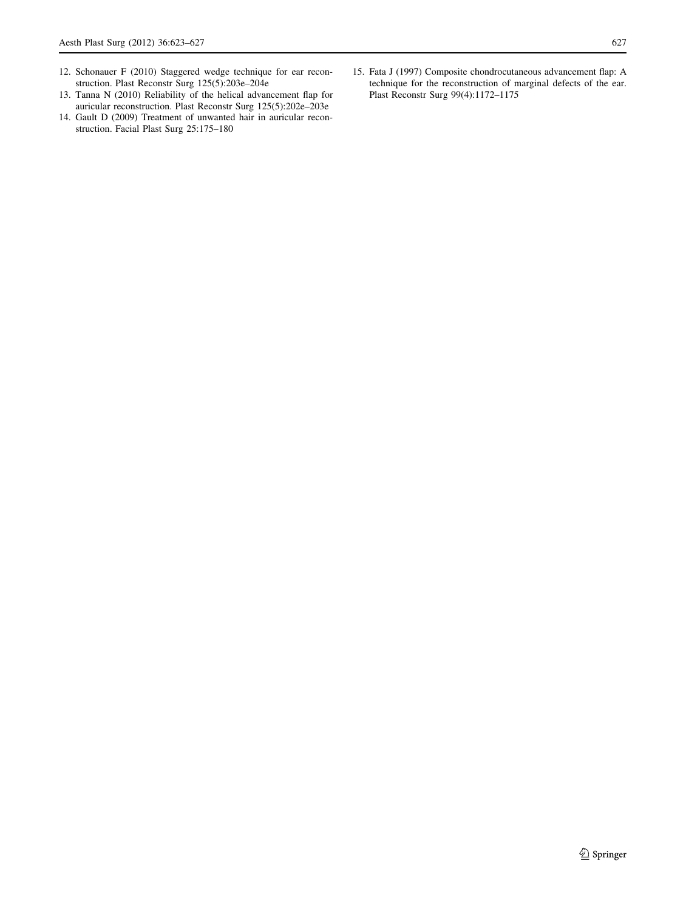12. Schonauer F (2010) Staggered wedge technique for ear reconstruction. Plast Reconstr Surg 125(5):203e–204e
13. Tanna N (2010) Reliability of the helical advancement flap for auricular reconstruction. Plast Reconstr Surg 125(5):202e–203e
14. Gault D (2009) Treatment of unwanted hair in auricular reconstruction. Facial Plast Surg 25:175–180
15. Fata J (1997) Composite chondrocutaneous advancement flap: A technique for the reconstruction of marginal defects of the ear. Plast Reconstr Surg 99(4):1172–1175